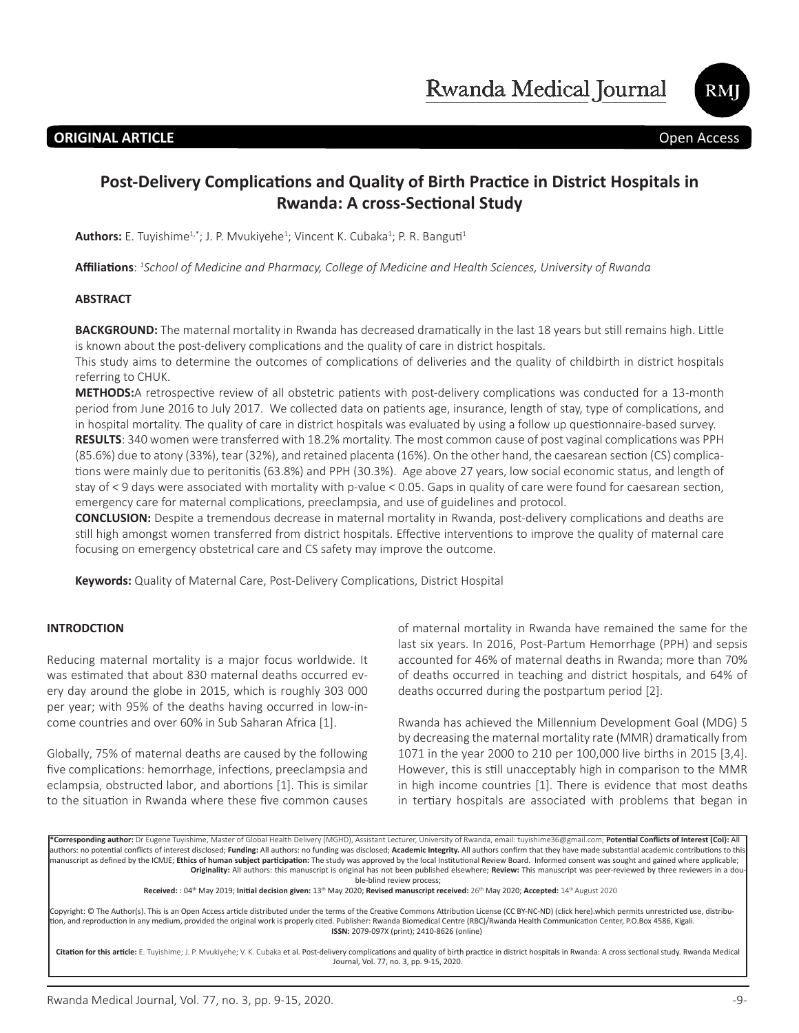**ORIGINAL ARTICLE**

Open Access

# Post-Delivery Complications and Quality of Birth Practice in District Hospitals in Rwanda: A cross-Sectional Study

**Authors:** E. Tuyishime[1,*]; J. P. Mvukiyehe[1]; Vincent K. Cubaka[1]; P. R. Banguti[1]

**Affiliations**: [1]*School of Medicine and Pharmacy, College of Medicine and Health Sciences, University of Rwanda*

## ABSTRACT

**BACKGROUND:** The maternal mortality in Rwanda has decreased dramatically in the last 18 years but still remains high. Little is known about the post-delivery complications and the quality of care in district hospitals.

This study aims to determine the outcomes of complications of deliveries and the quality of childbirth in district hospitals referring to CHUK.

**METHODS:**A retrospective review of all obstetric patients with post-delivery complications was conducted for a 13-month period from June 2016 to July 2017. We collected data on patients age, insurance, length of stay, type of complications, and in hospital mortality. The quality of care in district hospitals was evaluated by using a follow up questionnaire-based survey.

**RESULTS**: 340 women were transferred with 18.2% mortality. The most common cause of post vaginal complications was PPH (85.6%) due to atony (33%), tear (32%), and retained placenta (16%). On the other hand, the caesarean section (CS) complications were mainly due to peritonitis (63.8%) and PPH (30.3%). Age above 27 years, low social economic status, and length of stay of < 9 days were associated with mortality with p-value < 0.05. Gaps in quality of care were found for caesarean section, emergency care for maternal complications, preeclampsia, and use of guidelines and protocol.

**CONCLUSION:** Despite a tremendous decrease in maternal mortality in Rwanda, post-delivery complications and deaths are still high amongst women transferred from district hospitals. Effective interventions to improve the quality of maternal care focusing on emergency obstetrical care and CS safety may improve the outcome.

**Keywords:** Quality of Maternal Care, Post-Delivery Complications, District Hospital

## INTRODCTION

Reducing maternal mortality is a major focus worldwide. It was estimated that about 830 maternal deaths occurred every day around the globe in 2015, which is roughly 303 000 per year; with 95% of the deaths having occurred in low-income countries and over 60% in Sub Saharan Africa [1].

Globally, 75% of maternal deaths are caused by the following five complications: hemorrhage, infections, preeclampsia and eclampsia, obstructed labor, and abortions [1]. This is similar to the situation in Rwanda where these five common causes of maternal mortality in Rwanda have remained the same for the last six years. In 2016, Post-Partum Hemorrhage (PPH) and sepsis accounted for 46% of maternal deaths in Rwanda; more than 70% of deaths occurred in teaching and district hospitals, and 64% of deaths occurred during the postpartum period [2].

Rwanda has achieved the Millennium Development Goal (MDG) 5 by decreasing the maternal mortality rate (MMR) dramatically from 1071 in the year 2000 to 210 per 100,000 live births in 2015 [3,4]. However, this is still unacceptably high in comparison to the MMR in high income countries [1]. There is evidence that most deaths in tertiary hospitals are associated with problems that began in

**\*Corresponding author:** Dr Eugene Tuyishime, Master of Global Health Delivery (MGHD), Assistant Lecturer, University of Rwanda, email: tuyishime36@gmail.com; **Potential Conflicts of Interest (CoI):** All authors: no potential conflicts of interest disclosed; **Funding:** All authors: no funding was disclosed; **Academic Integrity.** All authors confirm that they have made substantial academic contributions to this manuscript as defined by the ICMJE; **Ethics of human subject participation:** The study was approved by the local Institutional Review Board. Informed consent was sought and gained where applicable; **Originality:** All authors: this manuscript is original has not been published elsewhere; **Review:** This manuscript was peer-reviewed by three reviewers in a double-blind review process;

**Received:** : 04th May 2019; **Initial decision given:** 13th May 2020; **Revised manuscript received:** 26th May 2020; **Accepted:** 14th August 2020

Copyright: © The Author(s). This is an Open Access article distributed under the terms of the Creative Commons Attribution License (CC BY-NC-ND) (click here).which permits unrestricted use, distribution, and reproduction in any medium, provided the original work is properly cited. Publisher: Rwanda Biomedical Centre (RBC)/Rwanda Health Communication Center, P.O.Box 4586, Kigali. **ISSN:** 2079-097X (print); 2410-8626 (online)

**Citation for this article:** E. Tuyishime; J. P. Mvukiyehe; V. K. Cubaka et al. Post-delivery complications and quality of birth practice in district hospitals in Rwanda: A cross sectional study. Rwanda Medical Journal, Vol. 77, no. 3, pp. 9-15, 2020.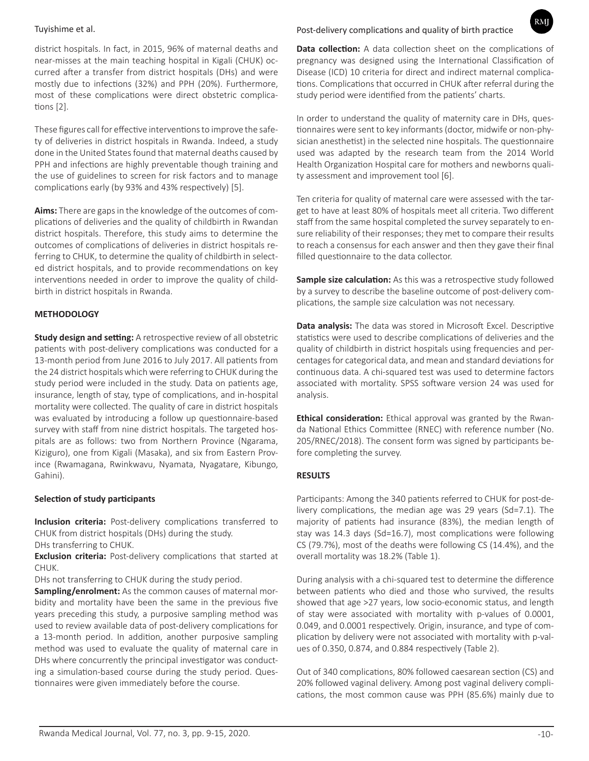district hospitals. In fact, in 2015, 96% of maternal deaths and near-misses at the main teaching hospital in Kigali (CHUK) occurred after a transfer from district hospitals (DHs) and were mostly due to infections (32%) and PPH (20%). Furthermore, most of these complications were direct obstetric complications [2].

These figures call for effective interventions to improve the safety of deliveries in district hospitals in Rwanda. Indeed, a study done in the United States found that maternal deaths caused by PPH and infections are highly preventable though training and the use of guidelines to screen for risk factors and to manage complications early (by 93% and 43% respectively) [5].

**Aims:** There are gaps in the knowledge of the outcomes of complications of deliveries and the quality of childbirth in Rwandan district hospitals. Therefore, this study aims to determine the outcomes of complications of deliveries in district hospitals referring to CHUK, to determine the quality of childbirth in selected district hospitals, and to provide recommendations on key interventions needed in order to improve the quality of childbirth in district hospitals in Rwanda.

## METHODOLOGY

**Study design and setting:** A retrospective review of all obstetric patients with post-delivery complications was conducted for a 13-month period from June 2016 to July 2017. All patients from the 24 district hospitals which were referring to CHUK during the study period were included in the study. Data on patients age, insurance, length of stay, type of complications, and in-hospital mortality were collected. The quality of care in district hospitals was evaluated by introducing a follow up questionnaire-based survey with staff from nine district hospitals. The targeted hospitals are as follows: two from Northern Province (Ngarama, Kiziguro), one from Kigali (Masaka), and six from Eastern Province (Rwamagana, Rwinkwavu, Nyamata, Nyagatare, Kibungo, Gahini).

### Selection of study participants

**Inclusion criteria:** Post-delivery complications transferred to CHUK from district hospitals (DHs) during the study.
DHs transferring to CHUK.

**Exclusion criteria:** Post-delivery complications that started at CHUK.
DHs not transferring to CHUK during the study period.

**Sampling/enrolment:** As the common causes of maternal morbidity and mortality have been the same in the previous five years preceding this study, a purposive sampling method was used to review available data of post-delivery complications for a 13-month period. In addition, another purposive sampling method was used to evaluate the quality of maternal care in DHs where concurrently the principal investigator was conducting a simulation-based course during the study period. Questionnaires were given immediately before the course.

**Data collection:** A data collection sheet on the complications of pregnancy was designed using the International Classification of Disease (ICD) 10 criteria for direct and indirect maternal complications. Complications that occurred in CHUK after referral during the study period were identified from the patients' charts.

In order to understand the quality of maternity care in DHs, questionnaires were sent to key informants (doctor, midwife or non-physician anesthetist) in the selected nine hospitals. The questionnaire used was adapted by the research team from the 2014 World Health Organization Hospital care for mothers and newborns quality assessment and improvement tool [6].

Ten criteria for quality of maternal care were assessed with the target to have at least 80% of hospitals meet all criteria. Two different staff from the same hospital completed the survey separately to ensure reliability of their responses; they met to compare their results to reach a consensus for each answer and then they gave their final filled questionnaire to the data collector.

**Sample size calculation:** As this was a retrospective study followed by a survey to describe the baseline outcome of post-delivery complications, the sample size calculation was not necessary.

**Data analysis:** The data was stored in Microsoft Excel. Descriptive statistics were used to describe complications of deliveries and the quality of childbirth in district hospitals using frequencies and percentages for categorical data, and mean and standard deviations for continuous data. A chi-squared test was used to determine factors associated with mortality. SPSS software version 24 was used for analysis.

**Ethical consideration:** Ethical approval was granted by the Rwanda National Ethics Committee (RNEC) with reference number (No. 205/RNEC/2018). The consent form was signed by participants before completing the survey.

## RESULTS

Participants: Among the 340 patients referred to CHUK for post-delivery complications, the median age was 29 years (Sd=7.1). The majority of patients had insurance (83%), the median length of stay was 14.3 days (Sd=16.7), most complications were following CS (79.7%), most of the deaths were following CS (14.4%), and the overall mortality was 18.2% (Table 1).

During analysis with a chi-squared test to determine the difference between patients who died and those who survived, the results showed that age >27 years, low socio-economic status, and length of stay were associated with mortality with p-values of 0.0001, 0.049, and 0.0001 respectively. Origin, insurance, and type of complication by delivery were not associated with mortality with p-values of 0.350, 0.874, and 0.884 respectively (Table 2).

Out of 340 complications, 80% followed caesarean section (CS) and 20% followed vaginal delivery. Among post vaginal delivery complications, the most common cause was PPH (85.6%) mainly due to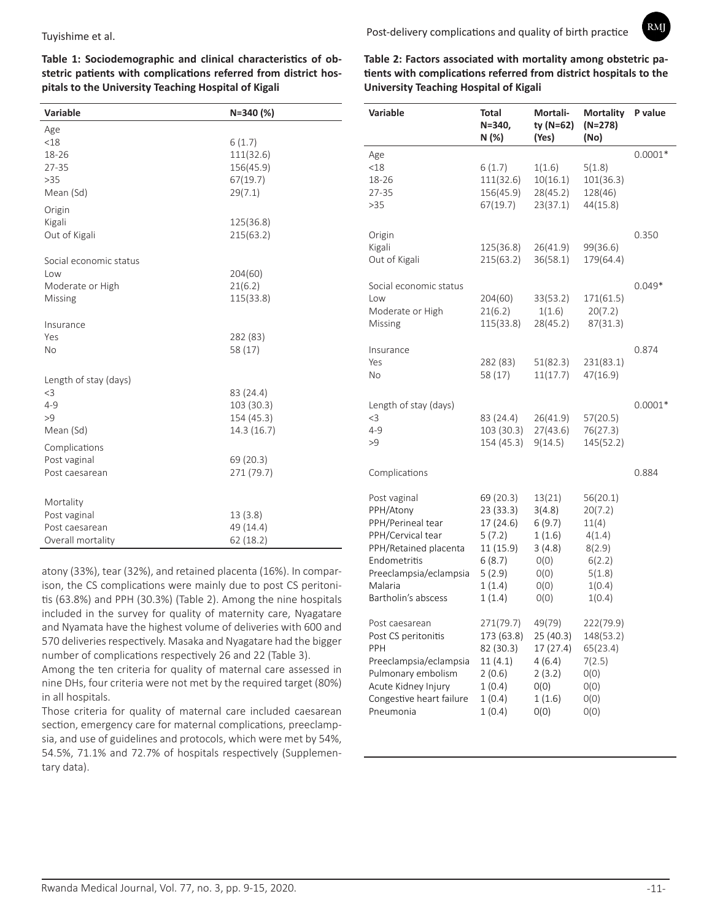**Table 1: Sociodemographic and clinical characteristics of obstetric patients with complications referred from district hospitals to the University Teaching Hospital of Kigali**

| Variable | N=340 (%) |
|---|---|
| Age | |
| <18 | 6 (1.7) |
| 18-26 | 111(32.6) |
| 27-35 | 156(45.9) |
| >35 | 67(19.7) |
| Mean (Sd) | 29(7.1) |
| Origin | |
| Kigali | 125(36.8) |
| Out of Kigali | 215(63.2) |
| Social economic status | |
| Low | 204(60) |
| Moderate or High | 21(6.2) |
| Missing | 115(33.8) |
| Insurance | |
| Yes | 282 (83) |
| No | 58 (17) |
| Length of stay (days) | |
| <3 | 83 (24.4) |
| 4-9 | 103 (30.3) |
| >9 | 154 (45.3) |
| Mean (Sd) | 14.3 (16.7) |
| Complications | |
| Post vaginal | 69 (20.3) |
| Post caesarean | 271 (79.7) |
| Mortality | |
| Post vaginal | 13 (3.8) |
| Post caesarean | 49 (14.4) |
| Overall mortality | 62 (18.2) |

atony (33%), tear (32%), and retained placenta (16%). In comparison, the CS complications were mainly due to post CS peritonitis (63.8%) and PPH (30.3%) (Table 2). Among the nine hospitals included in the survey for quality of maternity care, Nyagatare and Nyamata have the highest volume of deliveries with 600 and 570 deliveries respectively. Masaka and Nyagatare had the bigger number of complications respectively 26 and 22 (Table 3).

Among the ten criteria for quality of maternal care assessed in nine DHs, four criteria were not met by the required target (80%) in all hospitals.

Those criteria for quality of maternal care included caesarean section, emergency care for maternal complications, preeclampsia, and use of guidelines and protocols, which were met by 54%, 54.5%, 71.1% and 72.7% of hospitals respectively (Supplementary data).

**Table 2: Factors associated with mortality among obstetric patients with complications referred from district hospitals to the University Teaching Hospital of Kigali**

| Variable | Total N=340, N (%) | Mortality (N=62) (Yes) | Mortality (N=278) (No) | P value |
|---|---|---|---|---|
| Age | | | | 0.0001* |
| <18 | 6 (1.7) | 1(1.6) | 5(1.8) | |
| 18-26 | 111(32.6) | 10(16.1) | 101(36.3) | |
| 27-35 | 156(45.9) | 28(45.2) | 128(46) | |
| >35 | 67(19.7) | 23(37.1) | 44(15.8) | |
| Origin | | | | 0.350 |
| Kigali | 125(36.8) | 26(41.9) | 99(36.6) | |
| Out of Kigali | 215(63.2) | 36(58.1) | 179(64.4) | |
| Social economic status | | | | 0.049* |
| Low | 204(60) | 33(53.2) | 171(61.5) | |
| Moderate or High | 21(6.2) | 1(1.6) | 20(7.2) | |
| Missing | 115(33.8) | 28(45.2) | 87(31.3) | |
| Insurance | | | | 0.874 |
| Yes | 282 (83) | 51(82.3) | 231(83.1) | |
| No | 58 (17) | 11(17.7) | 47(16.9) | |
| Length of stay (days) | | | | 0.0001* |
| <3 | 83 (24.4) | 26(41.9) | 57(20.5) | |
| 4-9 | 103 (30.3) | 27(43.6) | 76(27.3) | |
| >9 | 154 (45.3) | 9(14.5) | 145(52.2) | |
| Complications | | | | 0.884 |
| Post vaginal | 69 (20.3) | 13(21) | 56(20.1) | |
| PPH/Atony | 23 (33.3) | 3(4.8) | 20(7.2) | |
| PPH/Perineal tear | 17 (24.6) | 6 (9.7) | 11(4) | |
| PPH/Cervical tear | 5 (7.2) | 1 (1.6) | 4(1.4) | |
| PPH/Retained placenta | 11 (15.9) | 3 (4.8) | 8(2.9) | |
| Endometritis | 6 (8.7) | 0(0) | 6(2.2) | |
| Preeclampsia/eclampsia | 5 (2.9) | 0(0) | 5(1.8) | |
| Malaria | 1 (1.4) | 0(0) | 1(0.4) | |
| Bartholin's abscess | 1 (1.4) | 0(0) | 1(0.4) | |
| Post caesarean | 271(79.7) | 49(79) | 222(79.9) | |
| Post CS peritonitis | 173 (63.8) | 25 (40.3) | 148(53.2) | |
| PPH | 82 (30.3) | 17 (27.4) | 65(23.4) | |
| Preeclampsia/eclampsia | 11 (4.1) | 4 (6.4) | 7(2.5) | |
| Pulmonary embolism | 2 (0.6) | 2 (3.2) | 0(0) | |
| Acute Kidney Injury | 1 (0.4) | 0(0) | 0(0) | |
| Congestive heart failure | 1 (0.4) | 1 (1.6) | 0(0) | |
| Pneumonia | 1 (0.4) | 0(0) | 0(0) | |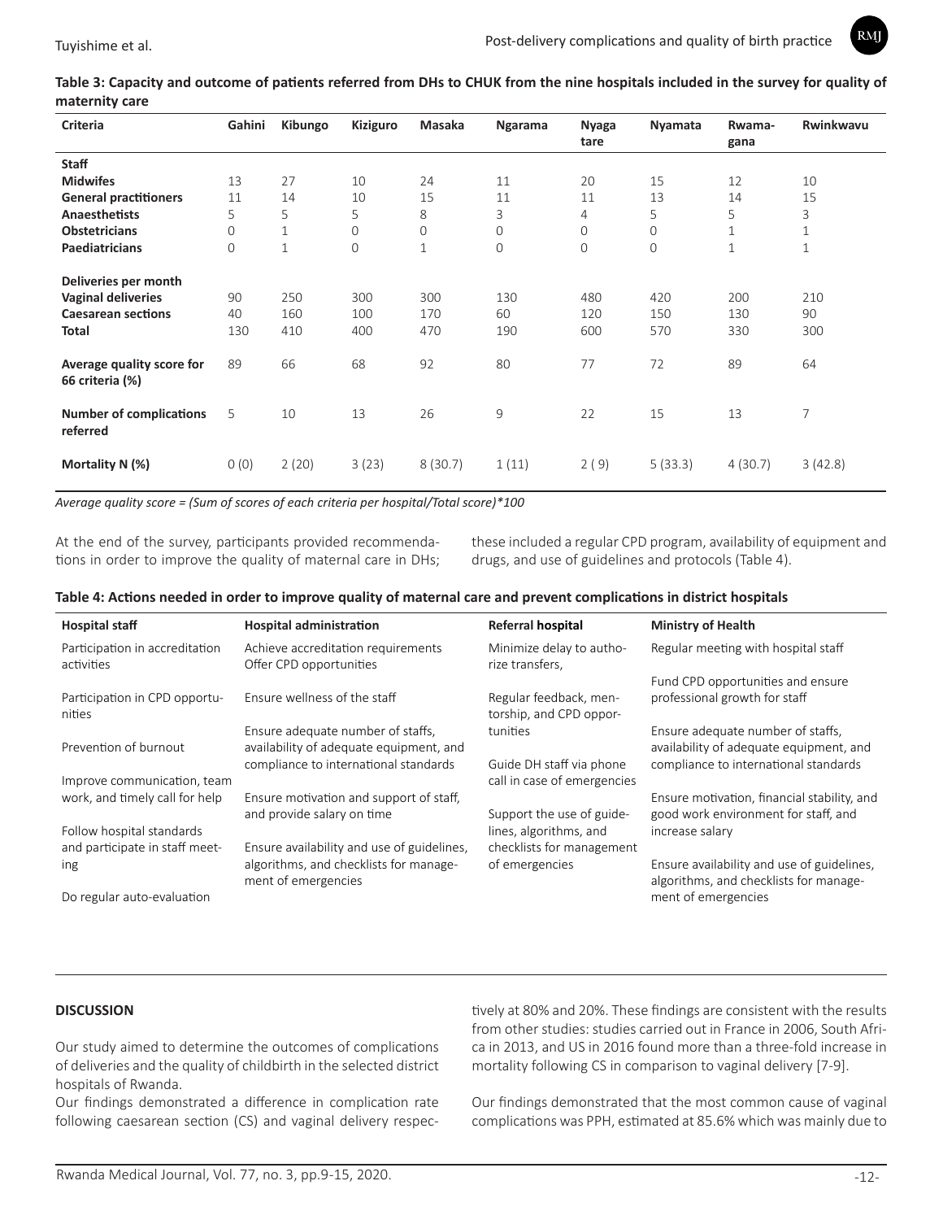**Table 3: Capacity and outcome of patients referred from DHs to CHUK from the nine hospitals included in the survey for quality of maternity care**

| Criteria | Gahini | Kibungo | Kiziguro | Masaka | Ngarama | Nyagatare | Nyamata | Rwamagana | Rwinkwavu |
|---|---|---|---|---|---|---|---|---|---|
| **Staff** | | | | | | | | | |
| **Midwifes** | 13 | 27 | 10 | 24 | 11 | 20 | 15 | 12 | 10 |
| **General practitioners** | 11 | 14 | 10 | 15 | 11 | 11 | 13 | 14 | 15 |
| **Anaesthetists** | 5 | 5 | 5 | 8 | 3 | 4 | 5 | 5 | 3 |
| **Obstetricians** | 0 | 1 | 0 | 0 | 0 | 0 | 0 | 1 | 1 |
| **Paediatricians** | 0 | 1 | 0 | 1 | 0 | 0 | 0 | 1 | 1 |
| **Deliveries per month** | | | | | | | | | |
| **Vaginal deliveries** | 90 | 250 | 300 | 300 | 130 | 480 | 420 | 200 | 210 |
| **Caesarean sections** | 40 | 160 | 100 | 170 | 60 | 120 | 150 | 130 | 90 |
| **Total** | 130 | 410 | 400 | 470 | 190 | 600 | 570 | 330 | 300 |
| **Average quality score for 66 criteria (%)** | 89 | 66 | 68 | 92 | 80 | 77 | 72 | 89 | 64 |
| **Number of complications referred** | 5 | 10 | 13 | 26 | 9 | 22 | 15 | 13 | 7 |
| **Mortality N (%)** | 0 (0) | 2 (20) | 3 (23) | 8 (30.7) | 1 (11) | 2 ( 9) | 5 (33.3) | 4 (30.7) | 3 (42.8) |

*Average quality score = (Sum of scores of each criteria per hospital/Total score)*100*

At the end of the survey, participants provided recommendations in order to improve the quality of maternal care in DHs; these included a regular CPD program, availability of equipment and drugs, and use of guidelines and protocols (Table 4).

**Table 4: Actions needed in order to improve quality of maternal care and prevent complications in district hospitals**

| Hospital staff | Hospital administration | Referral hospital | Ministry of Health |
|---|---|---|---|
| Participation in accreditation activities | Achieve accreditation requirements Offer CPD opportunities | Minimize delay to authorize transfers, | Regular meeting with hospital staff |
| Participation in CPD opportunities | Ensure wellness of the staff | Regular feedback, mentorship, and CPD opportunities | Fund CPD opportunities and ensure professional growth for staff |
| Prevention of burnout | Ensure adequate number of staffs, availability of adequate equipment, and compliance to international standards | Guide DH staff via phone call in case of emergencies | Ensure adequate number of staffs, availability of adequate equipment, and compliance to international standards |
| Improve communication, team work, and timely call for help | Ensure motivation and support of staff, and provide salary on time | Support the use of guidelines, algorithms, and checklists for management of emergencies | Ensure motivation, financial stability, and good work environment for staff, and increase salary |
| Follow hospital standards and participate in staff meeting | Ensure availability and use of guidelines, algorithms, and checklists for management of emergencies | | Ensure availability and use of guidelines, algorithms, and checklists for management of emergencies |
| Do regular auto-evaluation | | | |

## DISCUSSION

Our study aimed to determine the outcomes of complications of deliveries and the quality of childbirth in the selected district hospitals of Rwanda.

Our findings demonstrated a difference in complication rate following caesarean section (CS) and vaginal delivery respectively at 80% and 20%. These findings are consistent with the results from other studies: studies carried out in France in 2006, South Africa in 2013, and US in 2016 found more than a three-fold increase in mortality following CS in comparison to vaginal delivery [7-9].

Our findings demonstrated that the most common cause of vaginal complications was PPH, estimated at 85.6% which was mainly due to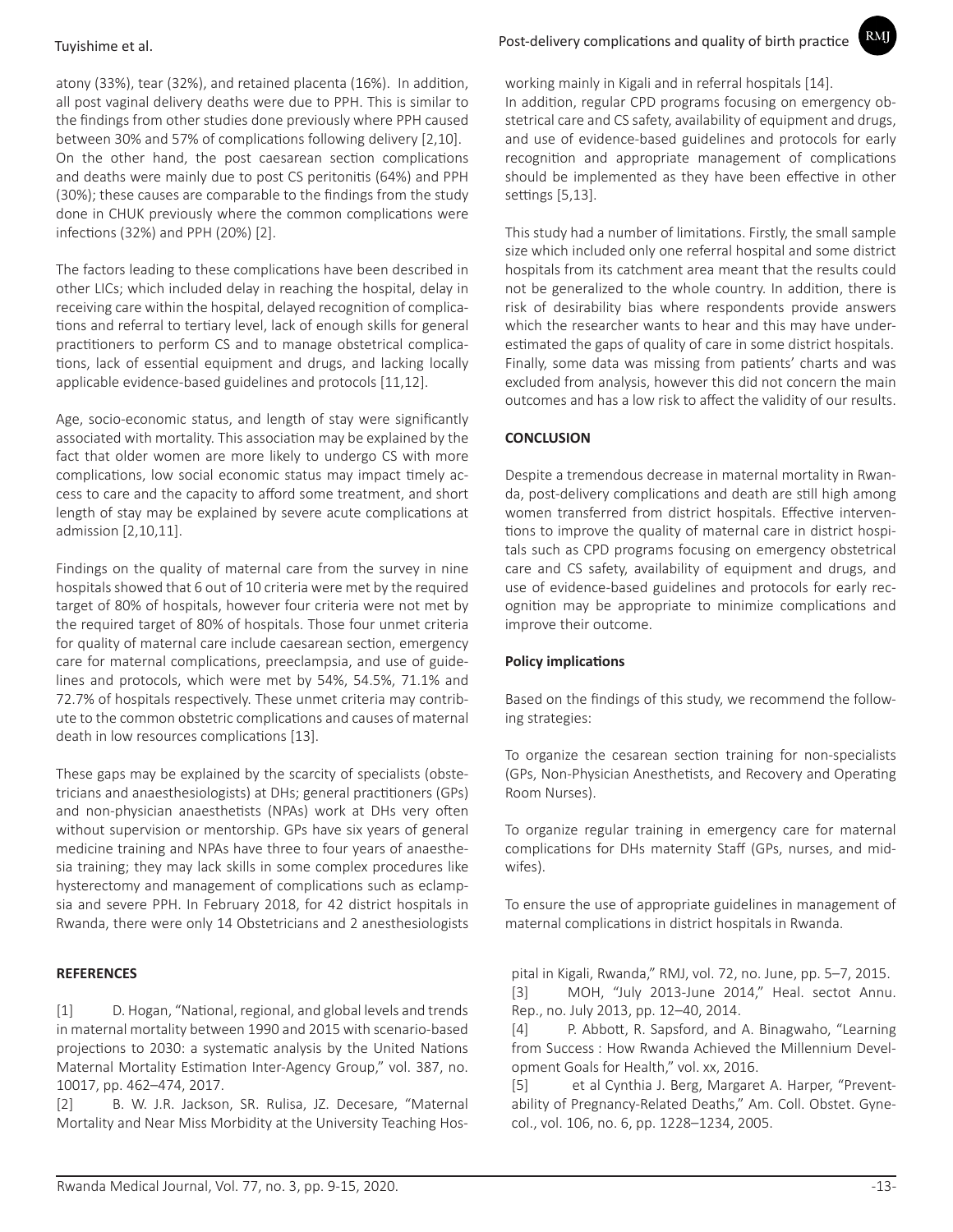atony (33%), tear (32%), and retained placenta (16%). In addition, all post vaginal delivery deaths were due to PPH. This is similar to the findings from other studies done previously where PPH caused between 30% and 57% of complications following delivery [2,10].

On the other hand, the post caesarean section complications and deaths were mainly due to post CS peritonitis (64%) and PPH (30%); these causes are comparable to the findings from the study done in CHUK previously where the common complications were infections (32%) and PPH (20%) [2].

The factors leading to these complications have been described in other LICs; which included delay in reaching the hospital, delay in receiving care within the hospital, delayed recognition of complications and referral to tertiary level, lack of enough skills for general practitioners to perform CS and to manage obstetrical complications, lack of essential equipment and drugs, and lacking locally applicable evidence-based guidelines and protocols [11,12].

Age, socio-economic status, and length of stay were significantly associated with mortality. This association may be explained by the fact that older women are more likely to undergo CS with more complications, low social economic status may impact timely access to care and the capacity to afford some treatment, and short length of stay may be explained by severe acute complications at admission [2,10,11].

Findings on the quality of maternal care from the survey in nine hospitals showed that 6 out of 10 criteria were met by the required target of 80% of hospitals, however four criteria were not met by the required target of 80% of hospitals. Those four unmet criteria for quality of maternal care include caesarean section, emergency care for maternal complications, preeclampsia, and use of guidelines and protocols, which were met by 54%, 54.5%, 71.1% and 72.7% of hospitals respectively. These unmet criteria may contribute to the common obstetric complications and causes of maternal death in low resources complications [13].

These gaps may be explained by the scarcity of specialists (obstetricians and anaesthesiologists) at DHs; general practitioners (GPs) and non-physician anaesthetists (NPAs) work at DHs very often without supervision or mentorship. GPs have six years of general medicine training and NPAs have three to four years of anaesthesia training; they may lack skills in some complex procedures like hysterectomy and management of complications such as eclampsia and severe PPH. In February 2018, for 42 district hospitals in Rwanda, there were only 14 Obstetricians and 2 anesthesiologists working mainly in Kigali and in referral hospitals [14].

In addition, regular CPD programs focusing on emergency obstetrical care and CS safety, availability of equipment and drugs, and use of evidence-based guidelines and protocols for early recognition and appropriate management of complications should be implemented as they have been effective in other settings [5,13].

This study had a number of limitations. Firstly, the small sample size which included only one referral hospital and some district hospitals from its catchment area meant that the results could not be generalized to the whole country. In addition, there is risk of desirability bias where respondents provide answers which the researcher wants to hear and this may have underestimated the gaps of quality of care in some district hospitals. Finally, some data was missing from patients' charts and was excluded from analysis, however this did not concern the main outcomes and has a low risk to affect the validity of our results.

## CONCLUSION

Despite a tremendous decrease in maternal mortality in Rwanda, post-delivery complications and death are still high among women transferred from district hospitals. Effective interventions to improve the quality of maternal care in district hospitals such as CPD programs focusing on emergency obstetrical care and CS safety, availability of equipment and drugs, and use of evidence-based guidelines and protocols for early recognition may be appropriate to minimize complications and improve their outcome.

### Policy implications

Based on the findings of this study, we recommend the following strategies:

To organize the cesarean section training for non-specialists (GPs, Non-Physician Anesthetists, and Recovery and Operating Room Nurses).

To organize regular training in emergency care for maternal complications for DHs maternity Staff (GPs, nurses, and midwifes).

To ensure the use of appropriate guidelines in management of maternal complications in district hospitals in Rwanda.

## REFERENCES

[1] D. Hogan, "National, regional, and global levels and trends in maternal mortality between 1990 and 2015 with scenario-based projections to 2030: a systematic analysis by the United Nations Maternal Mortality Estimation Inter-Agency Group," vol. 387, no. 10017, pp. 462–474, 2017.

[2] B. W. J.R. Jackson, SR. Rulisa, JZ. Decesare, "Maternal Mortality and Near Miss Morbidity at the University Teaching Hospital in Kigali, Rwanda," RMJ, vol. 72, no. June, pp. 5–7, 2015.

[3] MOH, "July 2013-June 2014," Heal. sectot Annu. Rep., no. July 2013, pp. 12–40, 2014.

[4] P. Abbott, R. Sapsford, and A. Binagwaho, "Learning from Success : How Rwanda Achieved the Millennium Development Goals for Health," vol. xx, 2016.

[5] et al Cynthia J. Berg, Margaret A. Harper, "Preventability of Pregnancy-Related Deaths," Am. Coll. Obstet. Gynecol., vol. 106, no. 6, pp. 1228–1234, 2005.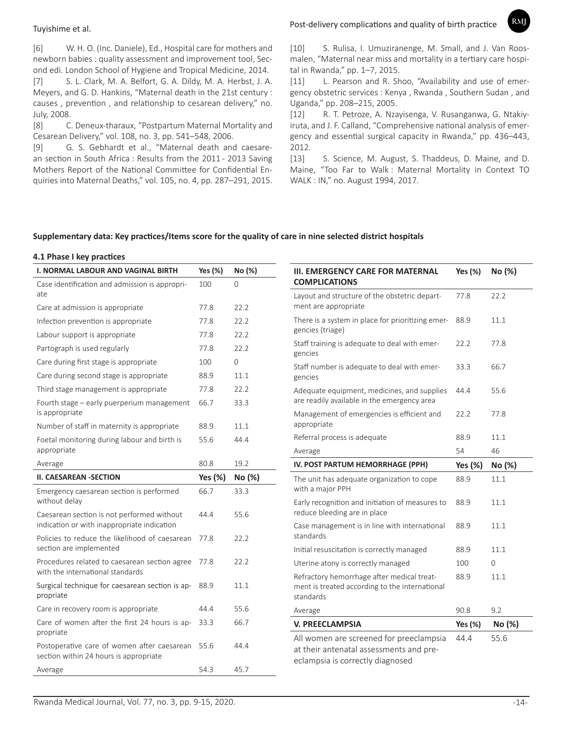[6] W. H. O. (Inc. Daniele), Ed., Hospital care for mothers and newborn babies : quality assessment and improvement tool, Second edi. London School of Hygiene and Tropical Medicine, 2014.

[7] S. L. Clark, M. A. Belfort, G. A. Dildy, M. A. Herbst, J. A. Meyers, and G. D. Hankins, "Maternal death in the 21st century : causes , prevention , and relationship to cesarean delivery," no. July, 2008.

[8] C. Deneux-tharaux, "Postpartum Maternal Mortality and Cesarean Delivery," vol. 108, no. 3, pp. 541–548, 2006.

[9] G. S. Gebhardt et al., "Maternal death and caesarean section in South Africa : Results from the 2011 - 2013 Saving Mothers Report of the National Committee for Confidential Enquiries into Maternal Deaths," vol. 105, no. 4, pp. 287–291, 2015.

[10] S. Rulisa, I. Umuziranenge, M. Small, and J. Van Roosmalen, "Maternal near miss and mortality in a tertiary care hospital in Rwanda," pp. 1–7, 2015.

[11] L. Pearson and R. Shoo, "Availability and use of emergency obstetric services : Kenya , Rwanda , Southern Sudan , and Uganda," pp. 208–215, 2005.

[12] R. T. Petroze, A. Nzayisenga, V. Rusanganwa, G. Ntakiyiruta, and J. F. Calland, "Comprehensive national analysis of emergency and essential surgical capacity in Rwanda," pp. 436–443, 2012.

[13] S. Science, M. August, S. Thaddeus, D. Maine, and D. Maine, "Too Far to Walk : Maternal Mortality in Context TO WALK : IN," no. August 1994, 2017.

**Supplementary data: Key practices/Items score for the quality of care in nine selected district hospitals**

**4.1 Phase I key practices**

| I. NORMAL LABOUR AND VAGINAL BIRTH | Yes (%) | No (%) |
|---|---|---|
| Case identification and admission is appropriate | 100 | 0 |
| Care at admission is appropriate | 77.8 | 22.2 |
| Infection prevention is appropriate | 77.8 | 22.2 |
| Labour support is appropriate | 77.8 | 22.2 |
| Partograph is used regularly | 77.8 | 22.2 |
| Care during first stage is appropriate | 100 | 0 |
| Care during second stage is appropriate | 88.9 | 11.1 |
| Third stage management is appropriate | 77.8 | 22.2 |
| Fourth stage – early puerperium management is appropriate | 66.7 | 33.3 |
| Number of staff in maternity is appropriate | 88.9 | 11.1 |
| Foetal monitoring during labour and birth is appropriate | 55.6 | 44.4 |
| Average | 80.8 | 19.2 |

| II. CAESAREAN -SECTION | Yes (%) | No (%) |
|---|---|---|
| Emergency caesarean section is performed without delay | 66.7 | 33.3 |
| Caesarean section is not performed without indication or with inappropriate indication | 44.4 | 55.6 |
| Policies to reduce the likelihood of caesarean section are implemented | 77.8 | 22.2 |
| Procedures related to caesarean section agree with the international standards | 77.8 | 22.2 |
| Surgical technique for caesarean section is appropriate | 88.9 | 11.1 |
| Care in recovery room is appropriate | 44.4 | 55.6 |
| Care of women after the first 24 hours is appropriate | 33.3 | 66.7 |
| Postoperative care of women after caesarean section within 24 hours is appropriate | 55.6 | 44.4 |
| Average | 54.3 | 45.7 |

| III. EMERGENCY CARE FOR MATERNAL COMPLICATIONS | Yes (%) | No (%) |
|---|---|---|
| Layout and structure of the obstetric department are appropriate | 77.8 | 22.2 |
| There is a system in place for prioritizing emergencies (triage) | 88.9 | 11.1 |
| Staff training is adequate to deal with emergencies | 22.2 | 77.8 |
| Staff number is adequate to deal with emergencies | 33.3 | 66.7 |
| Adequate equipment, medicines, and supplies are readily available in the emergency area | 44.4 | 55.6 |
| Management of emergencies is efficient and appropriate | 22.2 | 77.8 |
| Referral process is adequate | 88.9 | 11.1 |
| Average | 54 | 46 |

| IV. POST PARTUM HEMORRHAGE (PPH) | Yes (%) | No (%) |
|---|---|---|
| The unit has adequate organization to cope with a major PPH | 88.9 | 11.1 |
| Early recognition and initiation of measures to reduce bleeding are in place | 88.9 | 11.1 |
| Case management is in line with international standards | 88.9 | 11.1 |
| Initial resuscitation is correctly managed | 88.9 | 11.1 |
| Uterine atony is correctly managed | 100 | 0 |
| Refractory hemorrhage after medical treatment is treated according to the international standards | 88.9 | 11.1 |
| Average | 90.8 | 9.2 |

| V. PREECLAMPSIA | Yes (%) | No (%) |
|---|---|---|
| All women are screened for preeclampsia at their antenatal assessments and preeclampsia is correctly diagnosed | 44.4 | 55.6 |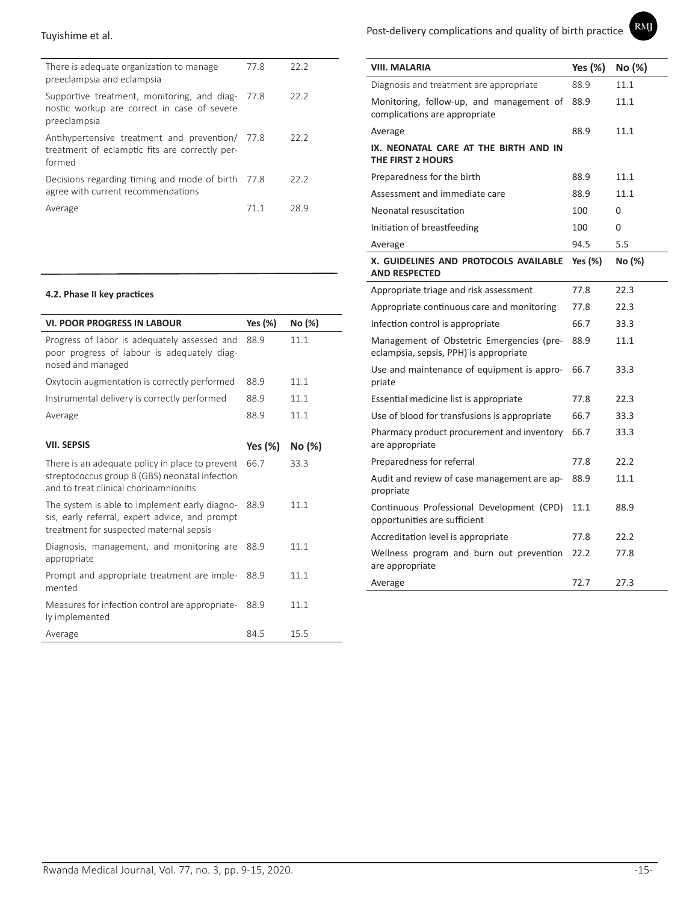| | | |
|---|---|---|
| There is adequate organization to manage preeclampsia and eclampsia | 77.8 | 22.2 |
| Supportive treatment, monitoring, and diagnostic workup are correct in case of severe preeclampsia | 77.8 | 22.2 |
| Antihypertensive treatment and prevention/treatment of eclamptic fits are correctly performed | 77.8 | 22.2 |
| Decisions regarding timing and mode of birth agree with current recommendations | 77.8 | 22.2 |
| Average | 71.1 | 28.9 |

#### 4.2. Phase II key practices

| VI. POOR PROGRESS IN LABOUR | Yes (%) | No (%) |
|---|---|---|
| Progress of labor is adequately assessed and poor progress of labour is adequately diagnosed and managed | 88.9 | 11.1 |
| Oxytocin augmentation is correctly performed | 88.9 | 11.1 |
| Instrumental delivery is correctly performed | 88.9 | 11.1 |
| Average | 88.9 | 11.1 |

| VII. SEPSIS | Yes (%) | No (%) |
|---|---|---|
| There is an adequate policy in place to prevent streptococcus group B (GBS) neonatal infection and to treat clinical chorioamnionitis | 66.7 | 33.3 |
| The system is able to implement early diagnosis, early referral, expert advice, and prompt treatment for suspected maternal sepsis | 88.9 | 11.1 |
| Diagnosis, management, and monitoring are appropriate | 88.9 | 11.1 |
| Prompt and appropriate treatment are implemented | 88.9 | 11.1 |
| Measures for infection control are appropriately implemented | 88.9 | 11.1 |
| Average | 84.5 | 15.5 |

| VIII. MALARIA | Yes (%) | No (%) |
|---|---|---|
| Diagnosis and treatment are appropriate | 88.9 | 11.1 |
| Monitoring, follow-up, and management of complications are appropriate | 88.9 | 11.1 |
| Average | 88.9 | 11.1 |
| **IX. NEONATAL CARE AT THE BIRTH AND IN THE FIRST 2 HOURS** | | |
| Preparedness for the birth | 88.9 | 11.1 |
| Assessment and immediate care | 88.9 | 11.1 |
| Neonatal resuscitation | 100 | 0 |
| Initiation of breastfeeding | 100 | 0 |
| Average | 94.5 | 5.5 |

| X. GUIDELINES AND PROTOCOLS AVAILABLE AND RESPECTED | Yes (%) | No (%) |
|---|---|---|
| Appropriate triage and risk assessment | 77.8 | 22.3 |
| Appropriate continuous care and monitoring | 77.8 | 22.3 |
| Infection control is appropriate | 66.7 | 33.3 |
| Management of Obstetric Emergencies (preeclampsia, sepsis, PPH) is appropriate | 88.9 | 11.1 |
| Use and maintenance of equipment is appropriate | 66.7 | 33.3 |
| Essential medicine list is appropriate | 77.8 | 22.3 |
| Use of blood for transfusions is appropriate | 66.7 | 33.3 |
| Pharmacy product procurement and inventory are appropriate | 66.7 | 33.3 |
| Preparedness for referral | 77.8 | 22.2 |
| Audit and review of case management are appropriate | 88.9 | 11.1 |
| Continuous Professional Development (CPD) opportunities are sufficient | 11.1 | 88.9 |
| Accreditation level is appropriate | 77.8 | 22.2 |
| Wellness program and burn out prevention are appropriate | 22.2 | 77.8 |
| Average | 72.7 | 27.3 |